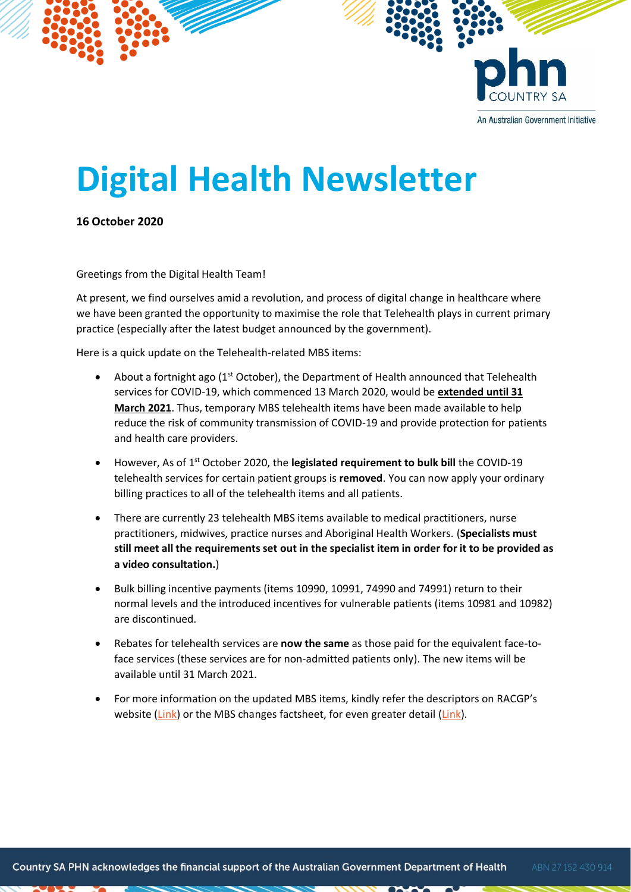# Digital Health Newsletter

**16 October 2020**

Greetings from the Digital Health Team!

At present, we find ourselves amid a revolution, and process of digital change in healthcare where we have been granted the opportunity to maximise the role that Telehealth plays in current primary practice (especially after the latest budget announced by the government).

Here is a quick update on the Telehealth-related MBS items:

- About a fortnight ago (1st October), the Department of Health announced that Telehealth services for COVID-19, which commenced 13 March 2020, would be **extended until 31 March 2021**. Thus, temporary MBS telehealth items have been made available to help reduce the risk of community transmission of COVID-19 and provide protection for patients and health care providers.
- However, As of 1st October 2020, the **legislated requirement to bulk bill** the COVID-19 telehealth services for certain patient groups is **removed**. You can now apply your ordinary billing practices to all of the telehealth items and all patients.
- There are currently 23 telehealth MBS items available to medical practitioners, nurse practitioners, midwives, practice nurses and Aboriginal Health Workers. (**Specialists must still meet all the requirements set out in the specialist item in order for it to be provided as a video consultation.**)
- Bulk billing incentive payments (items 10990, 10991, 74990 and 74991) return to their normal levels and the introduced incentives for vulnerable patients (items 10981 and 10982) are discontinued.
- Rebates for telehealth services are **now the same** as those paid for the equivalent face-to-face services (these services are for non-admitted patients only). The new items will be available until 31 March 2021.
- For more information on the updated MBS items, kindly refer the descriptors on RACGP's website (Link) or the MBS changes factsheet, for even greater detail (Link).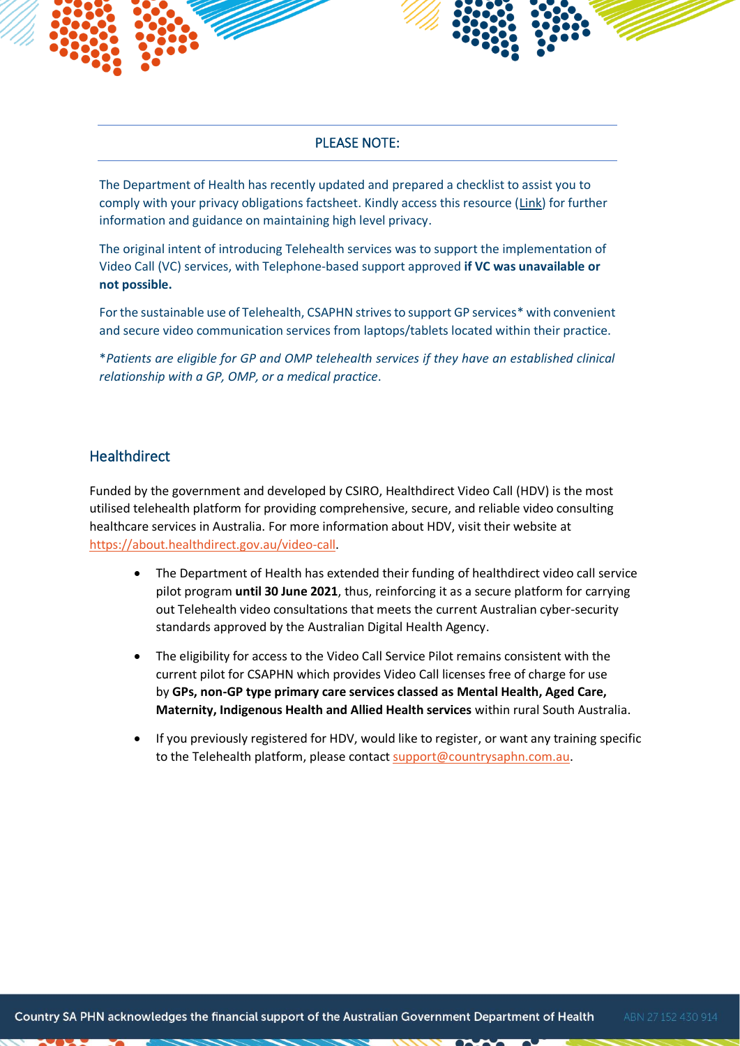PLEASE NOTE:

The Department of Health has recently updated and prepared a checklist to assist you to comply with your privacy obligations factsheet. Kindly access this resource (Link) for further information and guidance on maintaining high level privacy.

The original intent of introducing Telehealth services was to support the implementation of Video Call (VC) services, with Telephone-based support approved **if VC was unavailable or not possible.**

For the sustainable use of Telehealth, CSAPHN strives to support GP services* with convenient and secure video communication services from laptops/tablets located within their practice.

**Patients are eligible for GP and OMP telehealth services if they have an established clinical relationship with a GP, OMP, or a medical practice*.

## Healthdirect

Funded by the government and developed by CSIRO, Healthdirect Video Call (HDV) is the most utilised telehealth platform for providing comprehensive, secure, and reliable video consulting healthcare services in Australia. For more information about HDV, visit their website at https://about.healthdirect.gov.au/video-call.

- The Department of Health has extended their funding of healthdirect video call service pilot program **until 30 June 2021**, thus, reinforcing it as a secure platform for carrying out Telehealth video consultations that meets the current Australian cyber-security standards approved by the Australian Digital Health Agency.
- The eligibility for access to the Video Call Service Pilot remains consistent with the current pilot for CSAPHN which provides Video Call licenses free of charge for use by **GPs, non-GP type primary care services classed as Mental Health, Aged Care, Maternity, Indigenous Health and Allied Health services** within rural South Australia.
- If you previously registered for HDV, would like to register, or want any training specific to the Telehealth platform, please contact support@countrysaphn.com.au.